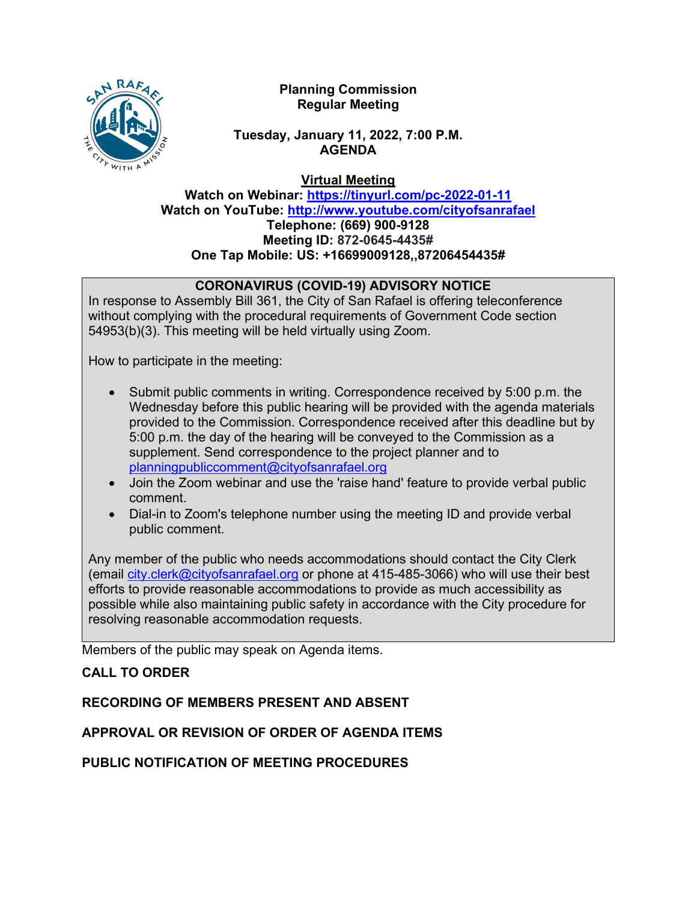# Planning Commission Regular Meeting

**Tuesday, January 11, 2022, 7:00 P.M.**
**AGENDA**

**Virtual Meeting**
**Watch on Webinar: https://tinyurl.com/pc-2022-01-11**
**Watch on YouTube: http://www.youtube.com/cityofsanrafael**
**Telephone: (669) 900-9128**
**Meeting ID: 872-0645-4435#**
**One Tap Mobile: US: +16699009128,,87206454435#**

## CORONAVIRUS (COVID-19) ADVISORY NOTICE

In response to Assembly Bill 361, the City of San Rafael is offering teleconference without complying with the procedural requirements of Government Code section 54953(b)(3). This meeting will be held virtually using Zoom.

How to participate in the meeting:

- Submit public comments in writing. Correspondence received by 5:00 p.m. the Wednesday before this public hearing will be provided with the agenda materials provided to the Commission. Correspondence received after this deadline but by 5:00 p.m. the day of the hearing will be conveyed to the Commission as a supplement. Send correspondence to the project planner and to planningpubliccomment@cityofsanrafael.org
- Join the Zoom webinar and use the 'raise hand' feature to provide verbal public comment.
- Dial-in to Zoom's telephone number using the meeting ID and provide verbal public comment.

Any member of the public who needs accommodations should contact the City Clerk (email city.clerk@cityofsanrafael.org or phone at 415-485-3066) who will use their best efforts to provide reasonable accommodations to provide as much accessibility as possible while also maintaining public safety in accordance with the City procedure for resolving reasonable accommodation requests.

Members of the public may speak on Agenda items.

**CALL TO ORDER**

**RECORDING OF MEMBERS PRESENT AND ABSENT**

**APPROVAL OR REVISION OF ORDER OF AGENDA ITEMS**

**PUBLIC NOTIFICATION OF MEETING PROCEDURES**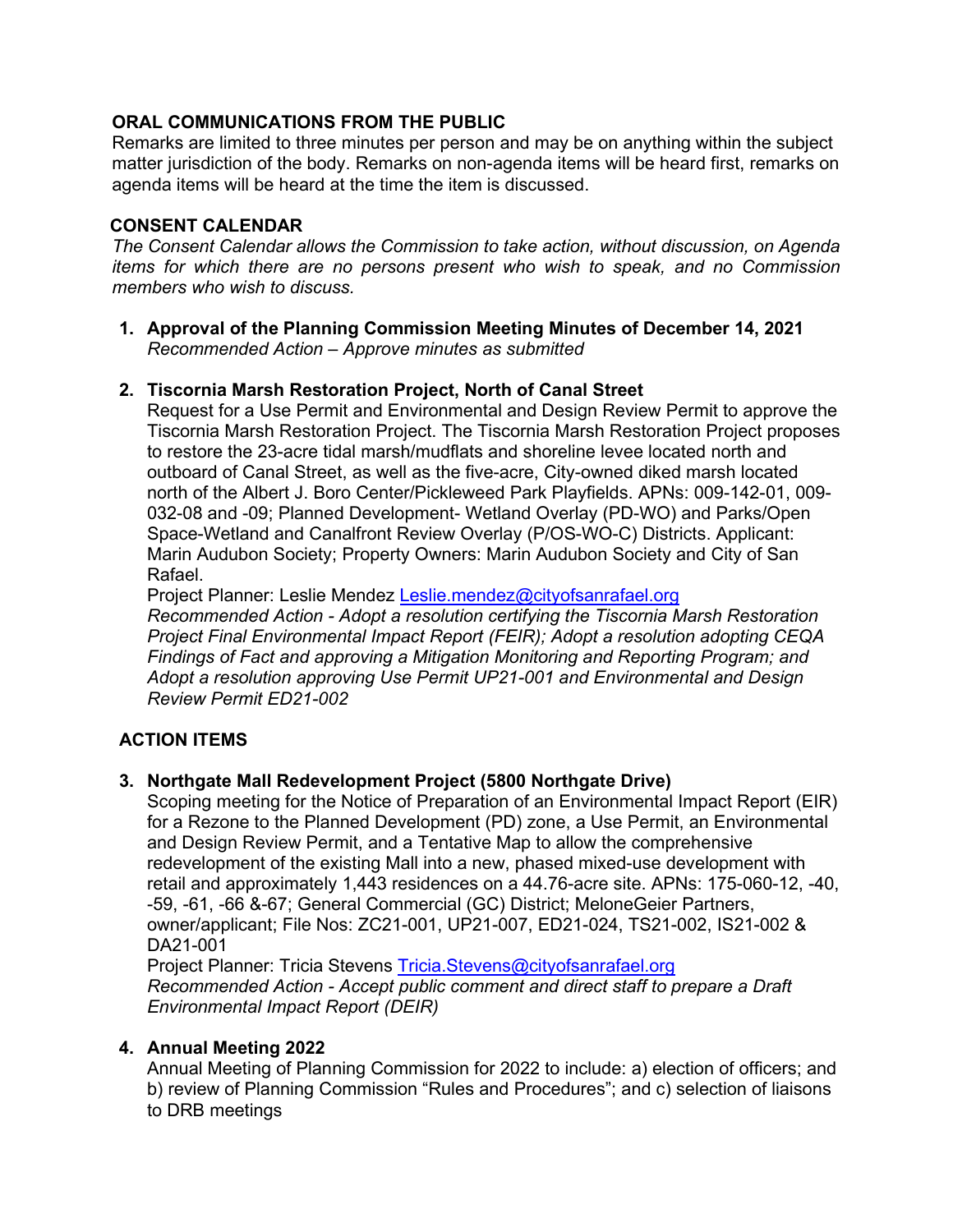**ORAL COMMUNICATIONS FROM THE PUBLIC**

Remarks are limited to three minutes per person and may be on anything within the subject matter jurisdiction of the body. Remarks on non-agenda items will be heard first, remarks on agenda items will be heard at the time the item is discussed.

**CONSENT CALENDAR**

*The Consent Calendar allows the Commission to take action, without discussion, on Agenda items for which there are no persons present who wish to speak, and no Commission members who wish to discuss.*

1. **Approval of the Planning Commission Meeting Minutes of December 14, 2021**
   *Recommended Action – Approve minutes as submitted*

2. **Tiscornia Marsh Restoration Project, North of Canal Street**
   Request for a Use Permit and Environmental and Design Review Permit to approve the Tiscornia Marsh Restoration Project. The Tiscornia Marsh Restoration Project proposes to restore the 23-acre tidal marsh/mudflats and shoreline levee located north and outboard of Canal Street, as well as the five-acre, City-owned diked marsh located north of the Albert J. Boro Center/Pickleweed Park Playfields. APNs: 009-142-01, 009-032-08 and -09; Planned Development- Wetland Overlay (PD-WO) and Parks/Open Space-Wetland and Canalfront Review Overlay (P/OS-WO-C) Districts. Applicant: Marin Audubon Society; Property Owners: Marin Audubon Society and City of San Rafael.
   Project Planner: Leslie Mendez Leslie.mendez@cityofsanrafael.org
   *Recommended Action - Adopt a resolution certifying the Tiscornia Marsh Restoration Project Final Environmental Impact Report (FEIR); Adopt a resolution adopting CEQA Findings of Fact and approving a Mitigation Monitoring and Reporting Program; and Adopt a resolution approving Use Permit UP21-001 and Environmental and Design Review Permit ED21-002*

**ACTION ITEMS**

3. **Northgate Mall Redevelopment Project (5800 Northgate Drive)**
   Scoping meeting for the Notice of Preparation of an Environmental Impact Report (EIR) for a Rezone to the Planned Development (PD) zone, a Use Permit, an Environmental and Design Review Permit, and a Tentative Map to allow the comprehensive redevelopment of the existing Mall into a new, phased mixed-use development with retail and approximately 1,443 residences on a 44.76-acre site. APNs: 175-060-12, -40, -59, -61, -66 &-67; General Commercial (GC) District; MeloneGeier Partners, owner/applicant; File Nos: ZC21-001, UP21-007, ED21-024, TS21-002, IS21-002 & DA21-001
   Project Planner: Tricia Stevens Tricia.Stevens@cityofsanrafael.org
   *Recommended Action - Accept public comment and direct staff to prepare a Draft Environmental Impact Report (DEIR)*

4. **Annual Meeting 2022**
   Annual Meeting of Planning Commission for 2022 to include: a) election of officers; and b) review of Planning Commission "Rules and Procedures"; and c) selection of liaisons to DRB meetings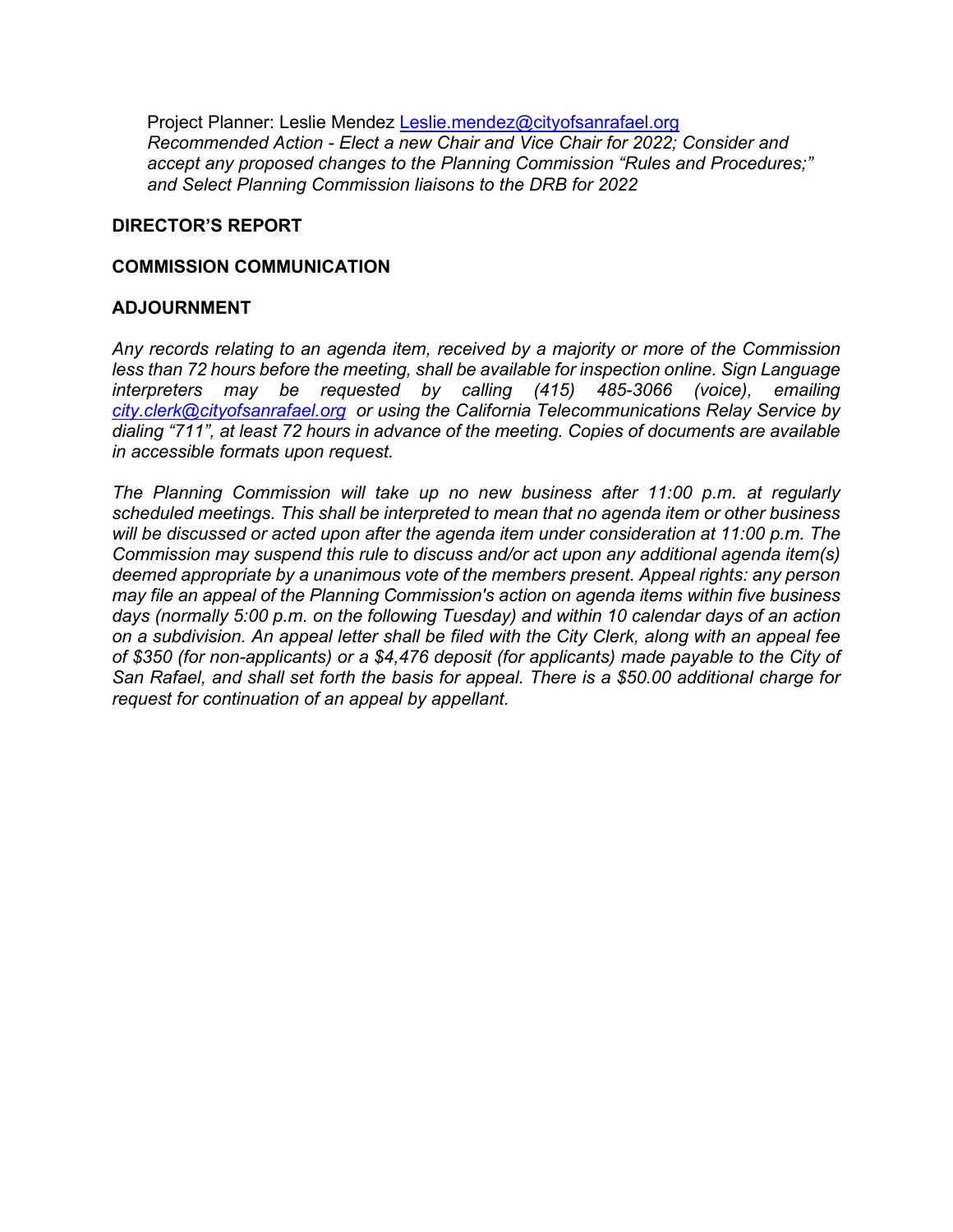Project Planner: Leslie Mendez [Leslie.mendez@cityofsanrafael.org](mailto:Leslie.mendez@cityofsanrafael.org)
*Recommended Action - Elect a new Chair and Vice Chair for 2022; Consider and accept any proposed changes to the Planning Commission "Rules and Procedures;" and Select Planning Commission liaisons to the DRB for 2022*

**DIRECTOR'S REPORT**

**COMMISSION COMMUNICATION**

**ADJOURNMENT**

*Any records relating to an agenda item, received by a majority or more of the Commission less than 72 hours before the meeting, shall be available for inspection online. Sign Language interpreters may be requested by calling (415) 485-3066 (voice), emailing [city.clerk@cityofsanrafael.org](mailto:city.clerk@cityofsanrafael.org) or using the California Telecommunications Relay Service by dialing "711", at least 72 hours in advance of the meeting. Copies of documents are available in accessible formats upon request.*

*The Planning Commission will take up no new business after 11:00 p.m. at regularly scheduled meetings. This shall be interpreted to mean that no agenda item or other business will be discussed or acted upon after the agenda item under consideration at 11:00 p.m. The Commission may suspend this rule to discuss and/or act upon any additional agenda item(s) deemed appropriate by a unanimous vote of the members present. Appeal rights: any person may file an appeal of the Planning Commission's action on agenda items within five business days (normally 5:00 p.m. on the following Tuesday) and within 10 calendar days of an action on a subdivision. An appeal letter shall be filed with the City Clerk, along with an appeal fee of $350 (for non-applicants) or a $4,476 deposit (for applicants) made payable to the City of San Rafael, and shall set forth the basis for appeal. There is a $50.00 additional charge for request for continuation of an appeal by appellant.*